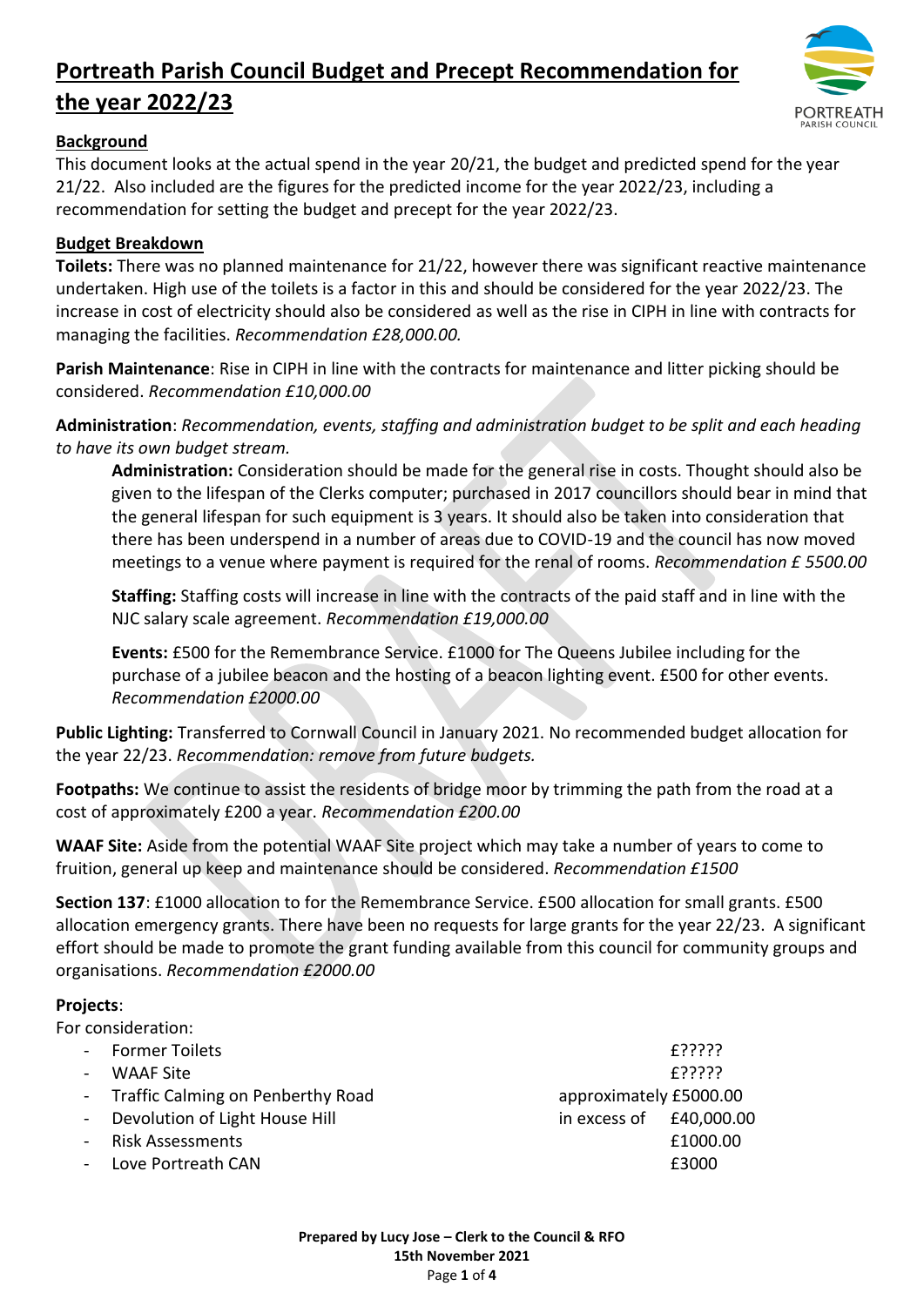# Portreath Parish Council Budget and Precept Recommendation for the year 2022/23

**Background**

This document looks at the actual spend in the year 20/21, the budget and predicted spend for the year 21/22. Also included are the figures for the predicted income for the year 2022/23, including a recommendation for setting the budget and precept for the year 2022/23.

**Budget Breakdown**

**Toilets:** There was no planned maintenance for 21/22, however there was significant reactive maintenance undertaken. High use of the toilets is a factor in this and should be considered for the year 2022/23. The increase in cost of electricity should also be considered as well as the rise in CIPH in line with contracts for managing the facilities. *Recommendation £28,000.00.*

**Parish Maintenance**: Rise in CIPH in line with the contracts for maintenance and litter picking should be considered. *Recommendation £10,000.00*

**Administration**: *Recommendation, events, staffing and administration budget to be split and each heading to have its own budget stream.*

> **Administration:** Consideration should be made for the general rise in costs. Thought should also be given to the lifespan of the Clerks computer; purchased in 2017 councillors should bear in mind that the general lifespan for such equipment is 3 years. It should also be taken into consideration that there has been underspend in a number of areas due to COVID-19 and the council has now moved meetings to a venue where payment is required for the renal of rooms. *Recommendation £ 5500.00*
>
> **Staffing:** Staffing costs will increase in line with the contracts of the paid staff and in line with the NJC salary scale agreement. *Recommendation £19,000.00*
>
> **Events:** £500 for the Remembrance Service. £1000 for The Queens Jubilee including for the purchase of a jubilee beacon and the hosting of a beacon lighting event. £500 for other events. *Recommendation £2000.00*

**Public Lighting:** Transferred to Cornwall Council in January 2021. No recommended budget allocation for the year 22/23. *Recommendation: remove from future budgets.*

**Footpaths:** We continue to assist the residents of bridge moor by trimming the path from the road at a cost of approximately £200 a year. *Recommendation £200.00*

**WAAF Site:** Aside from the potential WAAF Site project which may take a number of years to come to fruition, general up keep and maintenance should be considered. *Recommendation £1500*

**Section 137**: £1000 allocation to for the Remembrance Service. £500 allocation for small grants. £500 allocation emergency grants. There have been no requests for large grants for the year 22/23. A significant effort should be made to promote the grant funding available from this council for community groups and organisations. *Recommendation £2000.00*

**Projects**:

For consideration:

- Former Toilets — £?????
- WAAF Site — £?????
- Traffic Calming on Penberthy Road — approximately £5000.00
- Devolution of Light House Hill — in excess of £40,000.00
- Risk Assessments — £1000.00
- Love Portreath CAN — £3000

**Prepared by Lucy Jose – Clerk to the Council & RFO**
**15th November 2021**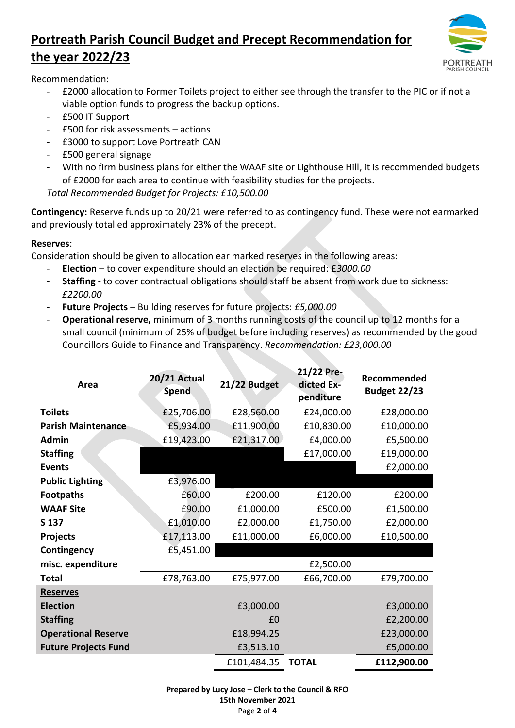# Portreath Parish Council Budget and Precept Recommendation for the year 2022/23

Recommendation:

- £2000 allocation to Former Toilets project to either see through the transfer to the PIC or if not a viable option funds to progress the backup options.
- £500 IT Support
- £500 for risk assessments – actions
- £3000 to support Love Portreath CAN
- £500 general signage
- With no firm business plans for either the WAAF site or Lighthouse Hill, it is recommended budgets of £2000 for each area to continue with feasibility studies for the projects.

*Total Recommended Budget for Projects: £10,500.00*

**Contingency:** Reserve funds up to 20/21 were referred to as contingency fund. These were not earmarked and previously totalled approximately 23% of the precept.

**Reserves**:

Consideration should be given to allocation ear marked reserves in the following areas:

- **Election** – to cover expenditure should an election be required: £*3000.00*
- **Staffing** - to cover contractual obligations should staff be absent from work due to sickness: *£2200.00*
- **Future Projects** – Building reserves for future projects: *£5,000.00*
- **Operational reserve,** minimum of 3 months running costs of the council up to 12 months for a small council (minimum of 25% of budget before including reserves) as recommended by the good Councillors Guide to Finance and Transparency. *Recommendation: £23,000.00*

| Area | 20/21 Actual Spend | 21/22 Budget | 21/22 Predicted Expenditure | Recommended Budget 22/23 |
|---|---|---|---|---|
| **Toilets** | £25,706.00 | £28,560.00 | £24,000.00 | £28,000.00 |
| **Parish Maintenance** | £5,934.00 | £11,900.00 | £10,830.00 | £10,000.00 |
| **Admin** | £19,423.00 | £21,317.00 | £4,000.00 | £5,500.00 |
| **Staffing** | | | £17,000.00 | £19,000.00 |
| **Events** | | | | £2,000.00 |
| **Public Lighting** | £3,976.00 | | | |
| **Footpaths** | £60.00 | £200.00 | £120.00 | £200.00 |
| **WAAF Site** | £90.00 | £1,000.00 | £500.00 | £1,500.00 |
| **S 137** | £1,010.00 | £2,000.00 | £1,750.00 | £2,000.00 |
| **Projects** | £17,113.00 | £11,000.00 | £6,000.00 | £10,500.00 |
| **Contingency** | £5,451.00 | | | |
| **misc. expenditure** | | | £2,500.00 | |
| **Total** | £78,763.00 | £75,977.00 | £66,700.00 | £79,700.00 |
| **Reserves** | | | | |
| **Election** | | £3,000.00 | | £3,000.00 |
| **Staffing** | | £0 | | £2,200.00 |
| **Operational Reserve** | | £18,994.25 | | £23,000.00 |
| **Future Projects Fund** | | £3,513.10 | | £5,000.00 |
| | | £101,484.35 | **TOTAL** | **£112,900.00** |

**Prepared by Lucy Jose – Clerk to the Council & RFO**
**15th November 2021**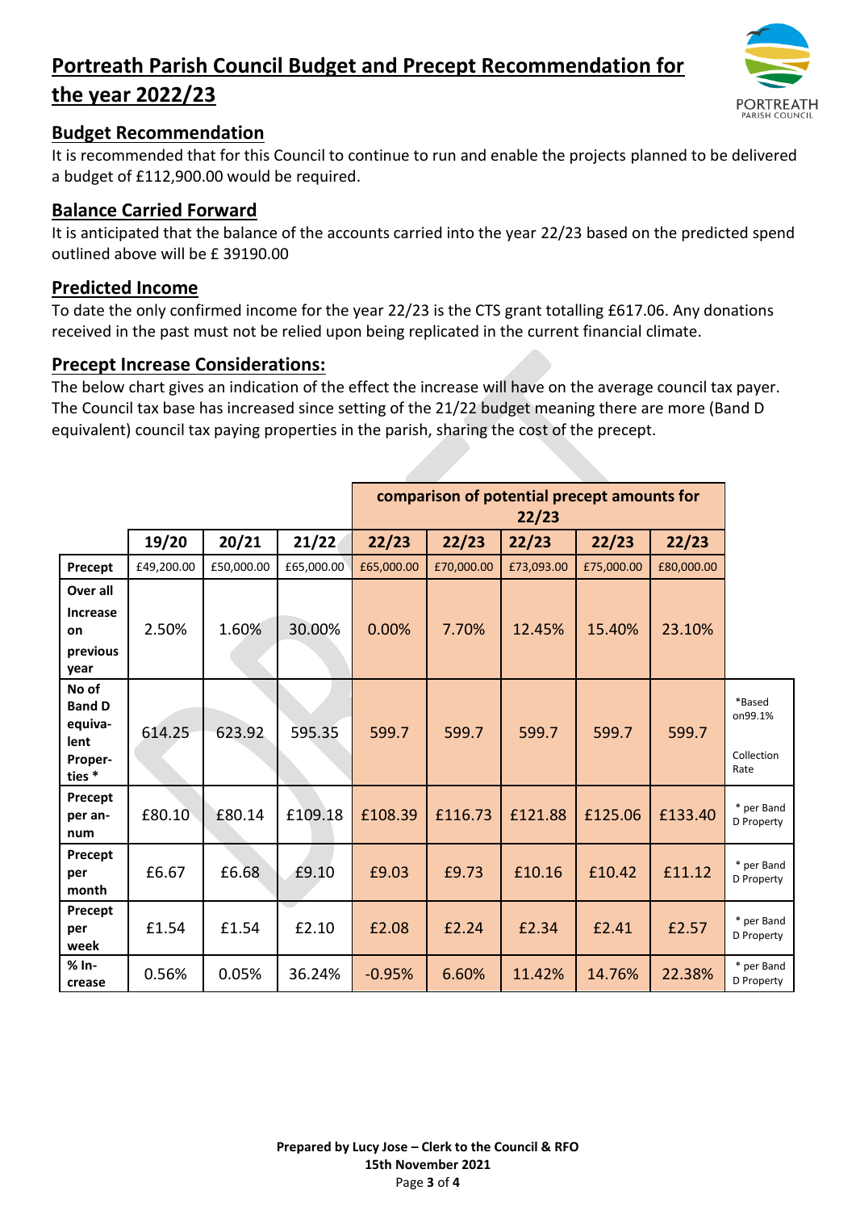# Portreath Parish Council Budget and Precept Recommendation for the year 2022/23

## Budget Recommendation

It is recommended that for this Council to continue to run and enable the projects planned to be delivered a budget of £112,900.00 would be required.

## Balance Carried Forward

It is anticipated that the balance of the accounts carried into the year 22/23 based on the predicted spend outlined above will be £ 39190.00

## Predicted Income

To date the only confirmed income for the year 22/23 is the CTS grant totalling £617.06. Any donations received in the past must not be relied upon being replicated in the current financial climate.

## Precept Increase Considerations:

The below chart gives an indication of the effect the increase will have on the average council tax payer. The Council tax base has increased since setting of the 21/22 budget meaning there are more (Band D equivalent) council tax paying properties in the parish, sharing the cost of the precept.

| | | | | comparison of potential precept amounts for 22/23 | | | | | |
|---|---|---|---|---|---|---|---|---|---|
| | 19/20 | 20/21 | 21/22 | 22/23 | 22/23 | 22/23 | 22/23 | 22/23 | |
| Precept | £49,200.00 | £50,000.00 | £65,000.00 | £65,000.00 | £70,000.00 | £73,093.00 | £75,000.00 | £80,000.00 | |
| Over all Increase on previous year | 2.50% | 1.60% | 30.00% | 0.00% | 7.70% | 12.45% | 15.40% | 23.10% | |
| No of Band D equivalent Properties * | 614.25 | 623.92 | 595.35 | 599.7 | 599.7 | 599.7 | 599.7 | 599.7 | *Based on99.1% Collection Rate |
| Precept per annum | £80.10 | £80.14 | £109.18 | £108.39 | £116.73 | £121.88 | £125.06 | £133.40 | * per Band D Property |
| Precept per month | £6.67 | £6.68 | £9.10 | £9.03 | £9.73 | £10.16 | £10.42 | £11.12 | * per Band D Property |
| Precept per week | £1.54 | £1.54 | £2.10 | £2.08 | £2.24 | £2.34 | £2.41 | £2.57 | * per Band D Property |
| % Increase | 0.56% | 0.05% | 36.24% | -0.95% | 6.60% | 11.42% | 14.76% | 22.38% | * per Band D Property |

**Prepared by Lucy Jose – Clerk to the Council & RFO**
**15th November 2021**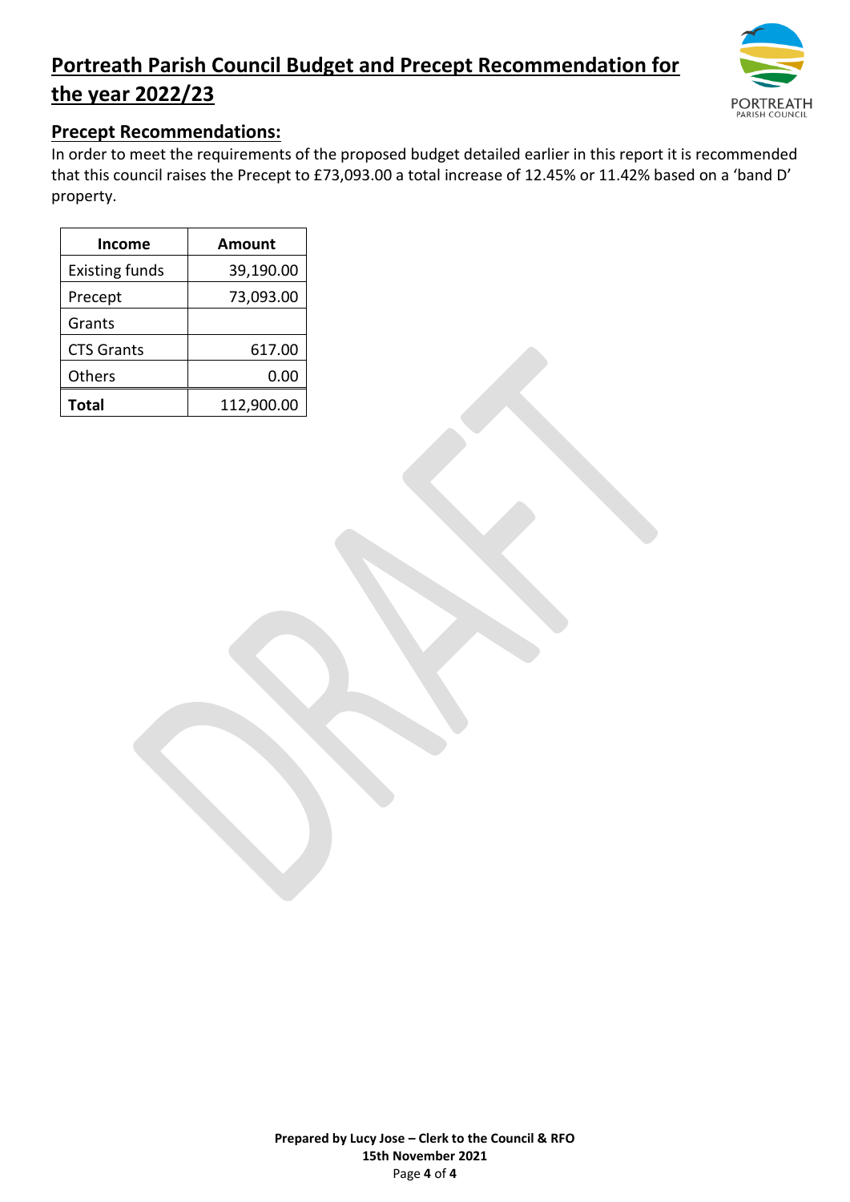# Portreath Parish Council Budget and Precept Recommendation for the year 2022/23

## Precept Recommendations:

In order to meet the requirements of the proposed budget detailed earlier in this report it is recommended that this council raises the Precept to £73,093.00 a total increase of 12.45% or 11.42% based on a 'band D' property.

| Income | Amount |
|---|---|
| Existing funds | 39,190.00 |
| Precept | 73,093.00 |
| Grants | |
| CTS Grants | 617.00 |
| Others | 0.00 |
| **Total** | 112,900.00 |

**Prepared by Lucy Jose – Clerk to the Council & RFO**
**15th November 2021**